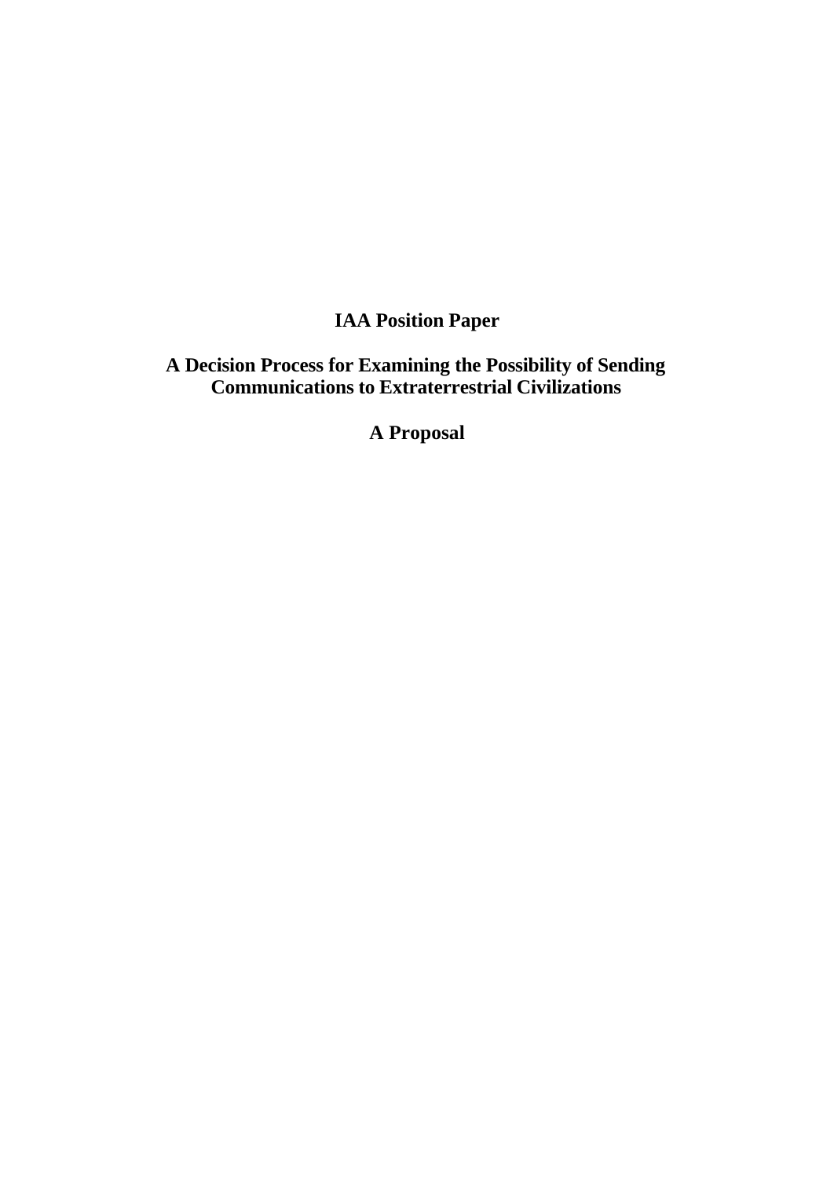# IAA Position Paper

## A Decision Process for Examining the Possibility of Sending Communications to Extraterrestrial Civilizations

## A Proposal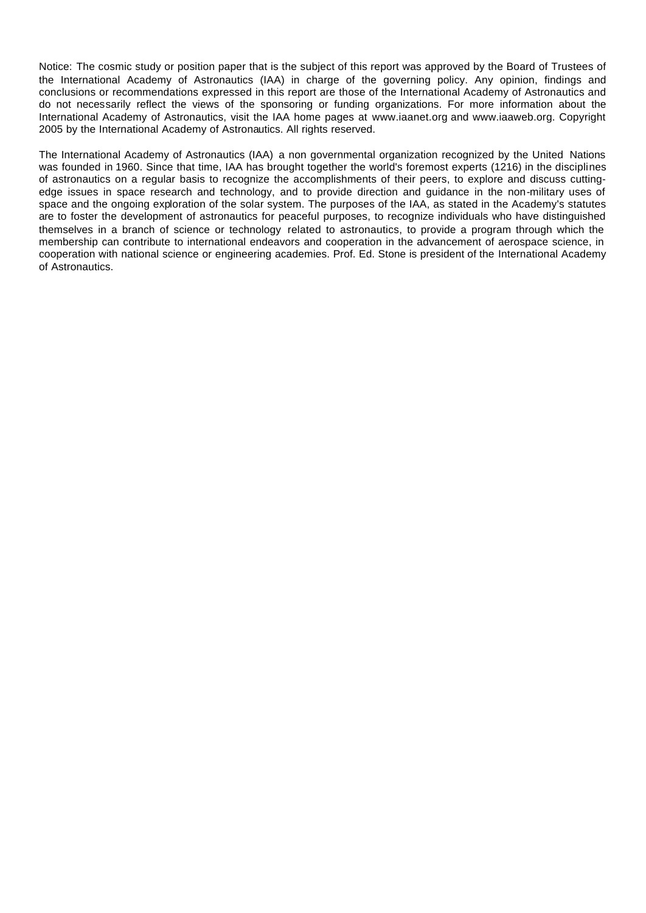Notice: The cosmic study or position paper that is the subject of this report was approved by the Board of Trustees of the International Academy of Astronautics (IAA) in charge of the governing policy. Any opinion, findings and conclusions or recommendations expressed in this report are those of the International Academy of Astronautics and do not necessarily reflect the views of the sponsoring or funding organizations. For more information about the International Academy of Astronautics, visit the IAA home pages at www.iaanet.org and www.iaaweb.org. Copyright 2005 by the International Academy of Astronautics. All rights reserved.

The International Academy of Astronautics (IAA) a non governmental organization recognized by the United Nations was founded in 1960. Since that time, IAA has brought together the world's foremost experts (1216) in the disciplines of astronautics on a regular basis to recognize the accomplishments of their peers, to explore and discuss cutting-edge issues in space research and technology, and to provide direction and guidance in the non-military uses of space and the ongoing exploration of the solar system. The purposes of the IAA, as stated in the Academy's statutes are to foster the development of astronautics for peaceful purposes, to recognize individuals who have distinguished themselves in a branch of science or technology related to astronautics, to provide a program through which the membership can contribute to international endeavors and cooperation in the advancement of aerospace science, in cooperation with national science or engineering academies. Prof. Ed. Stone is president of the International Academy of Astronautics.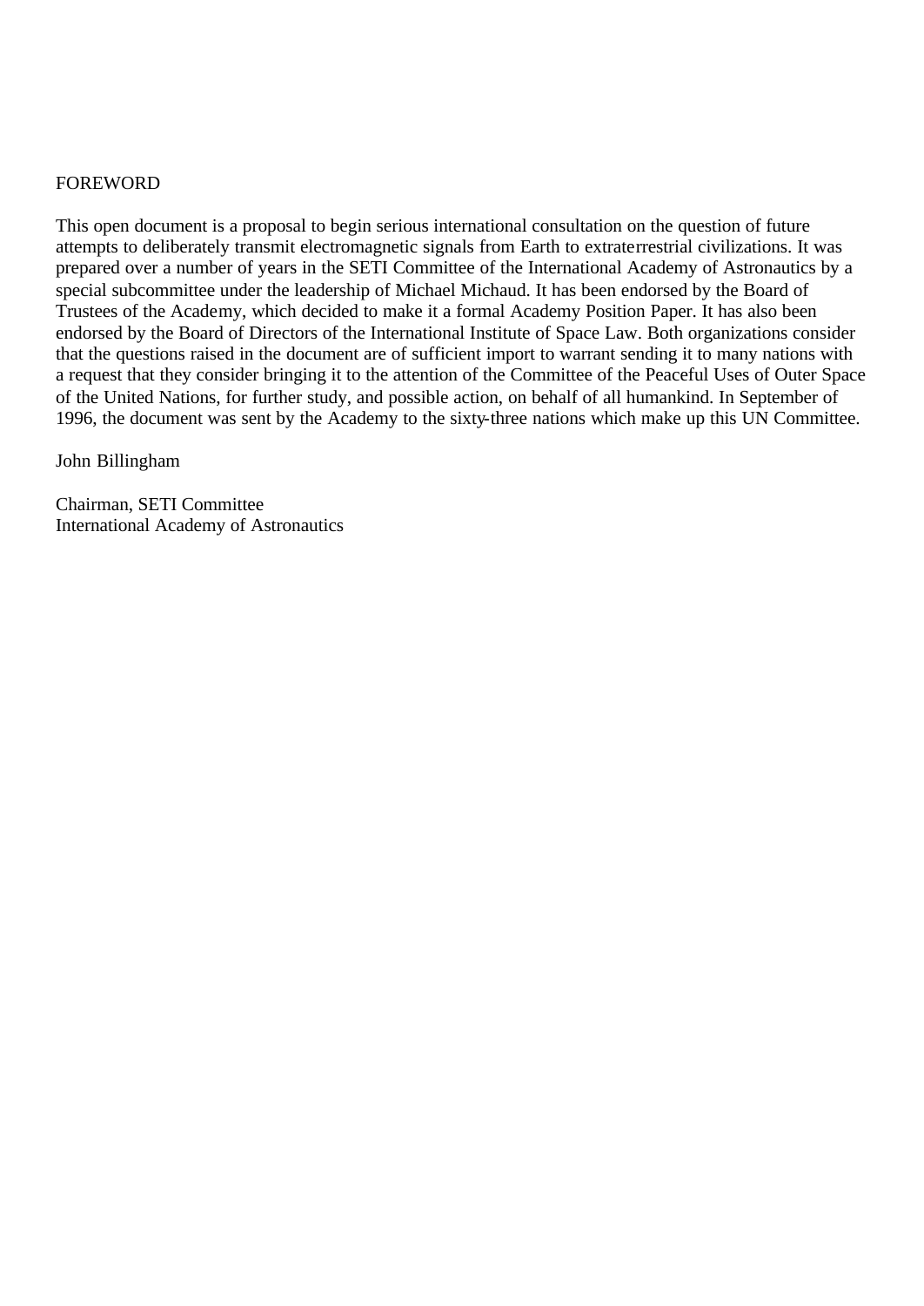## FOREWORD

This open document is a proposal to begin serious international consultation on the question of future attempts to deliberately transmit electromagnetic signals from Earth to extraterrestrial civilizations. It was prepared over a number of years in the SETI Committee of the International Academy of Astronautics by a special subcommittee under the leadership of Michael Michaud. It has been endorsed by the Board of Trustees of the Academy, which decided to make it a formal Academy Position Paper. It has also been endorsed by the Board of Directors of the International Institute of Space Law. Both organizations consider that the questions raised in the document are of sufficient import to warrant sending it to many nations with a request that they consider bringing it to the attention of the Committee of the Peaceful Uses of Outer Space of the United Nations, for further study, and possible action, on behalf of all humankind. In September of 1996, the document was sent by the Academy to the sixty-three nations which make up this UN Committee.

John Billingham

Chairman, SETI Committee
International Academy of Astronautics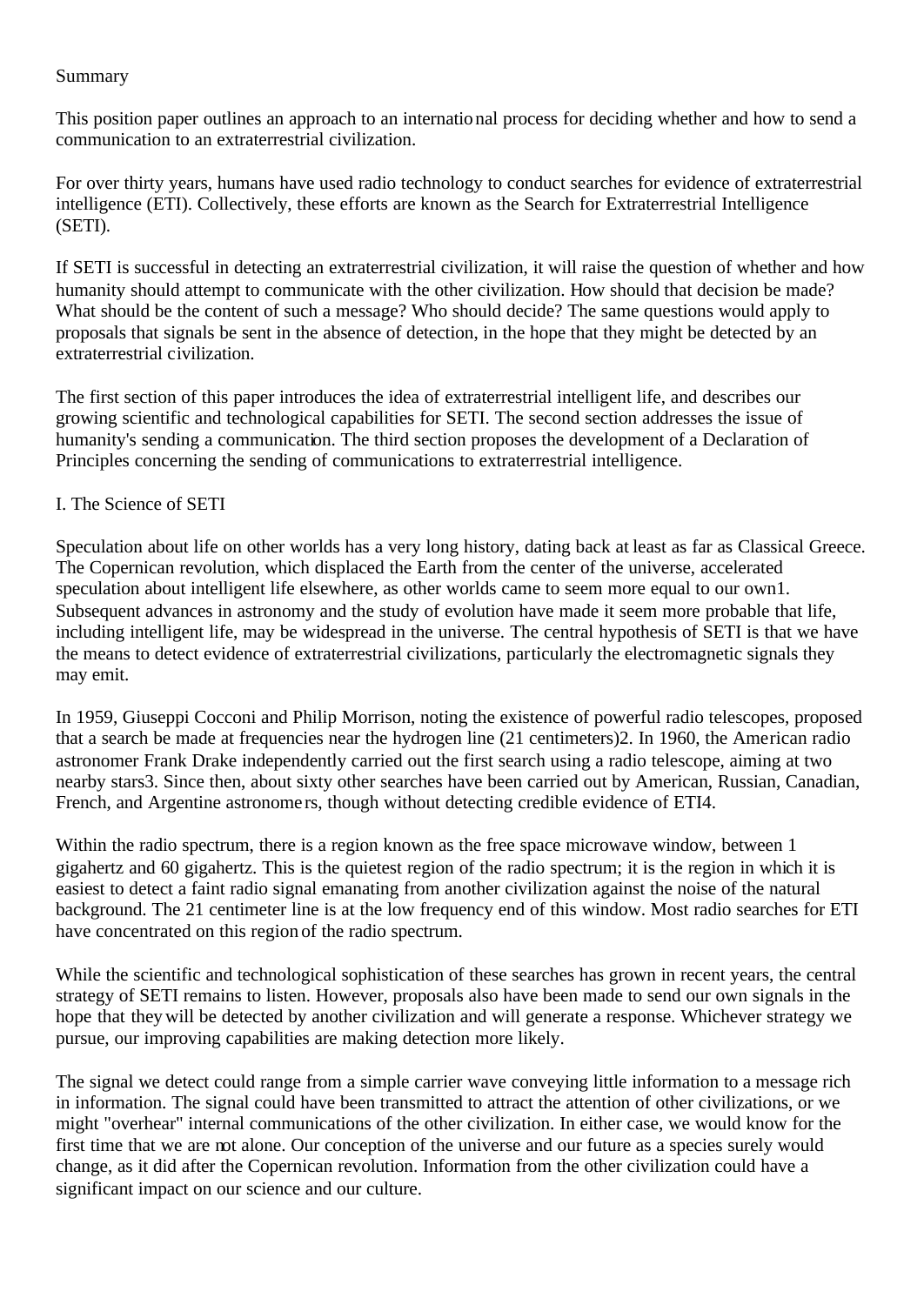## Summary

This position paper outlines an approach to an international process for deciding whether and how to send a communication to an extraterrestrial civilization.

For over thirty years, humans have used radio technology to conduct searches for evidence of extraterrestrial intelligence (ETI). Collectively, these efforts are known as the Search for Extraterrestrial Intelligence (SETI).

If SETI is successful in detecting an extraterrestrial civilization, it will raise the question of whether and how humanity should attempt to communicate with the other civilization. How should that decision be made? What should be the content of such a message? Who should decide? The same questions would apply to proposals that signals be sent in the absence of detection, in the hope that they might be detected by an extraterrestrial civilization.

The first section of this paper introduces the idea of extraterrestrial intelligent life, and describes our growing scientific and technological capabilities for SETI. The second section addresses the issue of humanity's sending a communication. The third section proposes the development of a Declaration of Principles concerning the sending of communications to extraterrestrial intelligence.

## I. The Science of SETI

Speculation about life on other worlds has a very long history, dating back at least as far as Classical Greece. The Copernican revolution, which displaced the Earth from the center of the universe, accelerated speculation about intelligent life elsewhere, as other worlds came to seem more equal to our own[1]. Subsequent advances in astronomy and the study of evolution have made it seem more probable that life, including intelligent life, may be widespread in the universe. The central hypothesis of SETI is that we have the means to detect evidence of extraterrestrial civilizations, particularly the electromagnetic signals they may emit.

In 1959, Giuseppi Cocconi and Philip Morrison, noting the existence of powerful radio telescopes, proposed that a search be made at frequencies near the hydrogen line (21 centimeters)[2]. In 1960, the American radio astronomer Frank Drake independently carried out the first search using a radio telescope, aiming at two nearby stars[3]. Since then, about sixty other searches have been carried out by American, Russian, Canadian, French, and Argentine astronomers, though without detecting credible evidence of ETI[4].

Within the radio spectrum, there is a region known as the free space microwave window, between 1 gigahertz and 60 gigahertz. This is the quietest region of the radio spectrum; it is the region in which it is easiest to detect a faint radio signal emanating from another civilization against the noise of the natural background. The 21 centimeter line is at the low frequency end of this window. Most radio searches for ETI have concentrated on this region of the radio spectrum.

While the scientific and technological sophistication of these searches has grown in recent years, the central strategy of SETI remains to listen. However, proposals also have been made to send our own signals in the hope that they will be detected by another civilization and will generate a response. Whichever strategy we pursue, our improving capabilities are making detection more likely.

The signal we detect could range from a simple carrier wave conveying little information to a message rich in information. The signal could have been transmitted to attract the attention of other civilizations, or we might "overhear" internal communications of the other civilization. In either case, we would know for the first time that we are not alone. Our conception of the universe and our future as a species surely would change, as it did after the Copernican revolution. Information from the other civilization could have a significant impact on our science and our culture.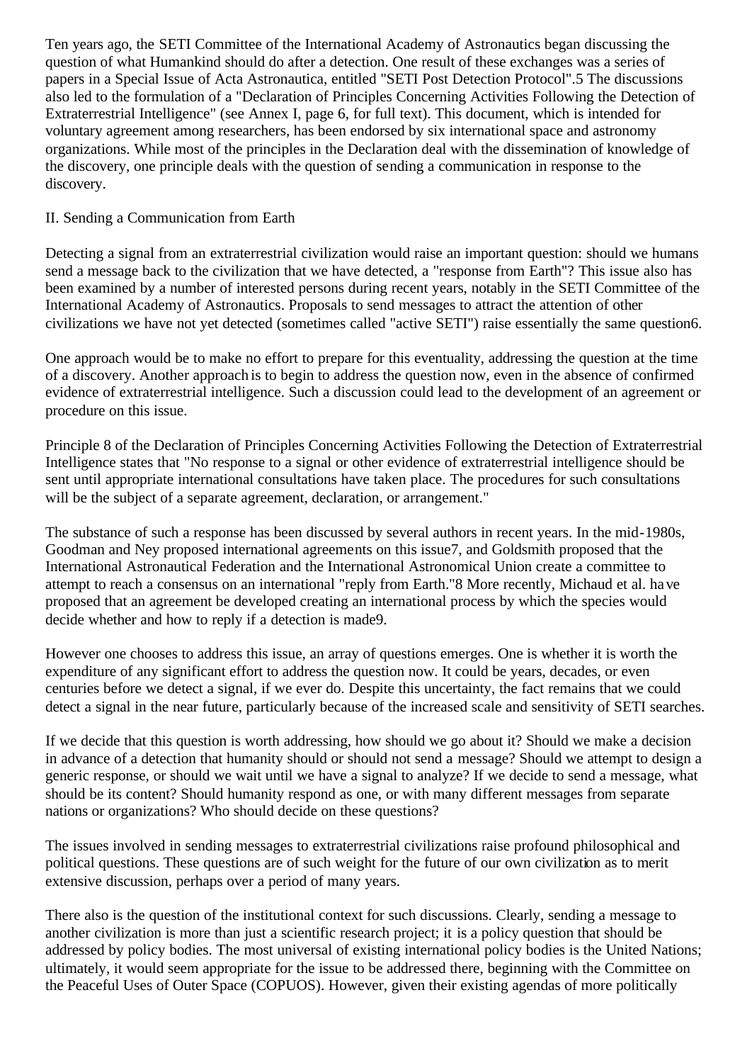Ten years ago, the SETI Committee of the International Academy of Astronautics began discussing the question of what Humankind should do after a detection. One result of these exchanges was a series of papers in a Special Issue of Acta Astronautica, entitled "SETI Post Detection Protocol".[5] The discussions also led to the formulation of a "Declaration of Principles Concerning Activities Following the Detection of Extraterrestrial Intelligence" (see Annex I, page 6, for full text). This document, which is intended for voluntary agreement among researchers, has been endorsed by six international space and astronomy organizations. While most of the principles in the Declaration deal with the dissemination of knowledge of the discovery, one principle deals with the question of sending a communication in response to the discovery.

## II. Sending a Communication from Earth

Detecting a signal from an extraterrestrial civilization would raise an important question: should we humans send a message back to the civilization that we have detected, a "response from Earth"? This issue also has been examined by a number of interested persons during recent years, notably in the SETI Committee of the International Academy of Astronautics. Proposals to send messages to attract the attention of other civilizations we have not yet detected (sometimes called "active SETI") raise essentially the same question[6].

One approach would be to make no effort to prepare for this eventuality, addressing the question at the time of a discovery. Another approach is to begin to address the question now, even in the absence of confirmed evidence of extraterrestrial intelligence. Such a discussion could lead to the development of an agreement or procedure on this issue.

Principle 8 of the Declaration of Principles Concerning Activities Following the Detection of Extraterrestrial Intelligence states that "No response to a signal or other evidence of extraterrestrial intelligence should be sent until appropriate international consultations have taken place. The procedures for such consultations will be the subject of a separate agreement, declaration, or arrangement."

The substance of such a response has been discussed by several authors in recent years. In the mid-1980s, Goodman and Ney proposed international agreements on this issue[7], and Goldsmith proposed that the International Astronautical Federation and the International Astronomical Union create a committee to attempt to reach a consensus on an international "reply from Earth."[8] More recently, Michaud et al. have proposed that an agreement be developed creating an international process by which the species would decide whether and how to reply if a detection is made[9].

However one chooses to address this issue, an array of questions emerges. One is whether it is worth the expenditure of any significant effort to address the question now. It could be years, decades, or even centuries before we detect a signal, if we ever do. Despite this uncertainty, the fact remains that we could detect a signal in the near future, particularly because of the increased scale and sensitivity of SETI searches.

If we decide that this question is worth addressing, how should we go about it? Should we make a decision in advance of a detection that humanity should or should not send a message? Should we attempt to design a generic response, or should we wait until we have a signal to analyze? If we decide to send a message, what should be its content? Should humanity respond as one, or with many different messages from separate nations or organizations? Who should decide on these questions?

The issues involved in sending messages to extraterrestrial civilizations raise profound philosophical and political questions. These questions are of such weight for the future of our own civilization as to merit extensive discussion, perhaps over a period of many years.

There also is the question of the institutional context for such discussions. Clearly, sending a message to another civilization is more than just a scientific research project; it is a policy question that should be addressed by policy bodies. The most universal of existing international policy bodies is the United Nations; ultimately, it would seem appropriate for the issue to be addressed there, beginning with the Committee on the Peaceful Uses of Outer Space (COPUOS). However, given their existing agendas of more politically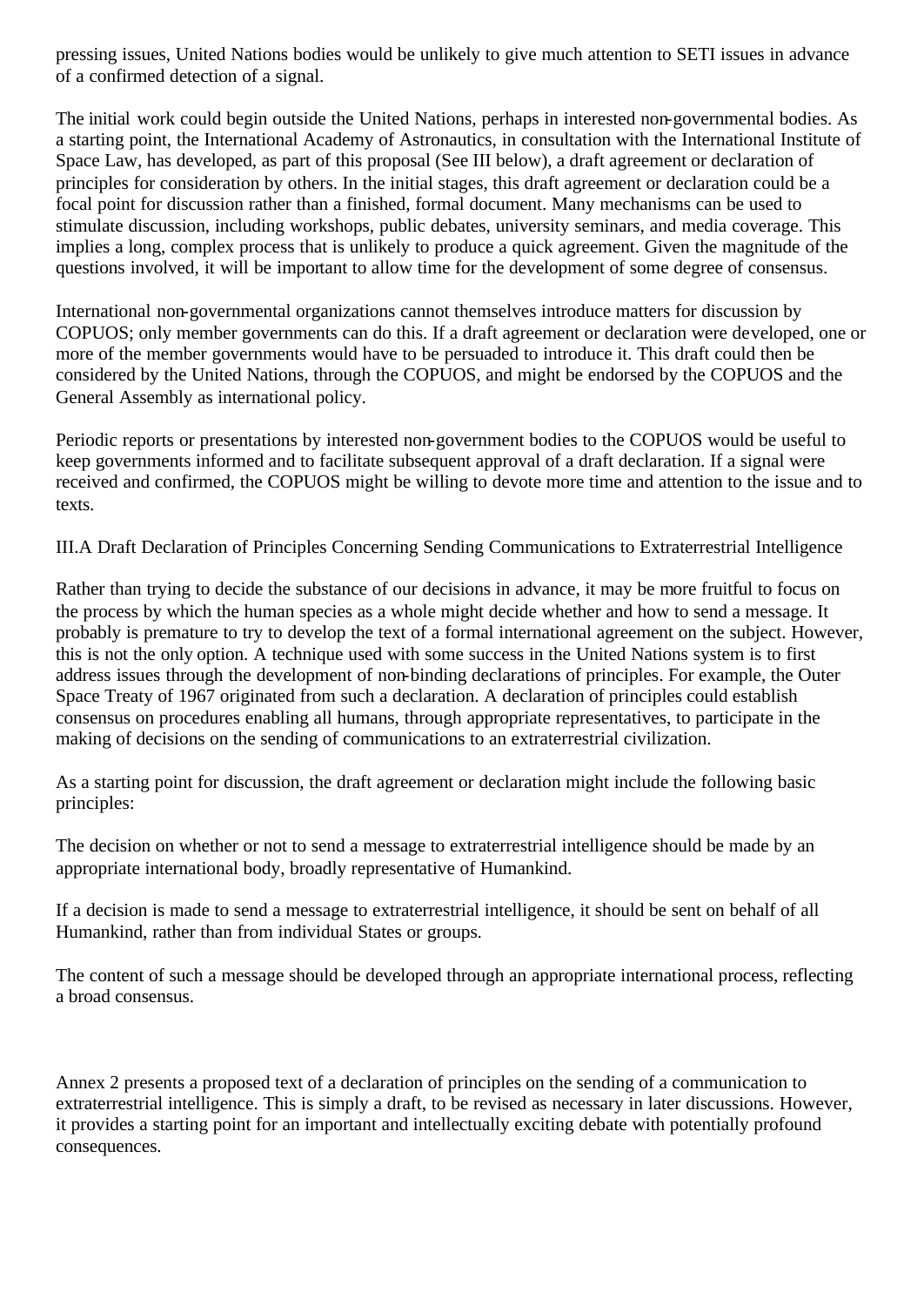pressing issues, United Nations bodies would be unlikely to give much attention to SETI issues in advance of a confirmed detection of a signal.

The initial work could begin outside the United Nations, perhaps in interested non-governmental bodies. As a starting point, the International Academy of Astronautics, in consultation with the International Institute of Space Law, has developed, as part of this proposal (See III below), a draft agreement or declaration of principles for consideration by others. In the initial stages, this draft agreement or declaration could be a focal point for discussion rather than a finished, formal document. Many mechanisms can be used to stimulate discussion, including workshops, public debates, university seminars, and media coverage. This implies a long, complex process that is unlikely to produce a quick agreement. Given the magnitude of the questions involved, it will be important to allow time for the development of some degree of consensus.

International non-governmental organizations cannot themselves introduce matters for discussion by COPUOS; only member governments can do this. If a draft agreement or declaration were developed, one or more of the member governments would have to be persuaded to introduce it. This draft could then be considered by the United Nations, through the COPUOS, and might be endorsed by the COPUOS and the General Assembly as international policy.

Periodic reports or presentations by interested non-government bodies to the COPUOS would be useful to keep governments informed and to facilitate subsequent approval of a draft declaration. If a signal were received and confirmed, the COPUOS might be willing to devote more time and attention to the issue and to texts.

## III. A Draft Declaration of Principles Concerning Sending Communications to Extraterrestrial Intelligence

Rather than trying to decide the substance of our decisions in advance, it may be more fruitful to focus on the process by which the human species as a whole might decide whether and how to send a message. It probably is premature to try to develop the text of a formal international agreement on the subject. However, this is not the only option. A technique used with some success in the United Nations system is to first address issues through the development of non-binding declarations of principles. For example, the Outer Space Treaty of 1967 originated from such a declaration. A declaration of principles could establish consensus on procedures enabling all humans, through appropriate representatives, to participate in the making of decisions on the sending of communications to an extraterrestrial civilization.

As a starting point for discussion, the draft agreement or declaration might include the following basic principles:

The decision on whether or not to send a message to extraterrestrial intelligence should be made by an appropriate international body, broadly representative of Humankind.

If a decision is made to send a message to extraterrestrial intelligence, it should be sent on behalf of all Humankind, rather than from individual States or groups.

The content of such a message should be developed through an appropriate international process, reflecting a broad consensus.

Annex 2 presents a proposed text of a declaration of principles on the sending of a communication to extraterrestrial intelligence. This is simply a draft, to be revised as necessary in later discussions. However, it provides a starting point for an important and intellectually exciting debate with potentially profound consequences.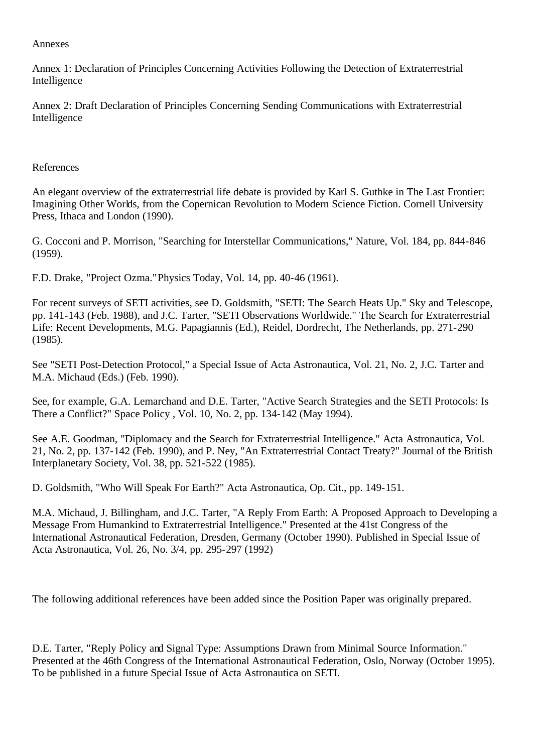Annexes

Annex 1: Declaration of Principles Concerning Activities Following the Detection of Extraterrestrial Intelligence

Annex 2: Draft Declaration of Principles Concerning Sending Communications with Extraterrestrial Intelligence

References

An elegant overview of the extraterrestrial life debate is provided by Karl S. Guthke in The Last Frontier: Imagining Other Worlds, from the Copernican Revolution to Modern Science Fiction. Cornell University Press, Ithaca and London (1990).

G. Cocconi and P. Morrison, "Searching for Interstellar Communications," Nature, Vol. 184, pp. 844-846 (1959).

F.D. Drake, "Project Ozma." Physics Today, Vol. 14, pp. 40-46 (1961).

For recent surveys of SETI activities, see D. Goldsmith, "SETI: The Search Heats Up." Sky and Telescope, pp. 141-143 (Feb. 1988), and J.C. Tarter, "SETI Observations Worldwide." The Search for Extraterrestrial Life: Recent Developments, M.G. Papagiannis (Ed.), Reidel, Dordrecht, The Netherlands, pp. 271-290 (1985).

See "SETI Post-Detection Protocol," a Special Issue of Acta Astronautica, Vol. 21, No. 2, J.C. Tarter and M.A. Michaud (Eds.) (Feb. 1990).

See, for example, G.A. Lemarchand and D.E. Tarter, "Active Search Strategies and the SETI Protocols: Is There a Conflict?" Space Policy , Vol. 10, No. 2, pp. 134-142 (May 1994).

See A.E. Goodman, "Diplomacy and the Search for Extraterrestrial Intelligence." Acta Astronautica, Vol. 21, No. 2, pp. 137-142 (Feb. 1990), and P. Ney, "An Extraterrestrial Contact Treaty?" Journal of the British Interplanetary Society, Vol. 38, pp. 521-522 (1985).

D. Goldsmith, "Who Will Speak For Earth?" Acta Astronautica, Op. Cit., pp. 149-151.

M.A. Michaud, J. Billingham, and J.C. Tarter, "A Reply From Earth: A Proposed Approach to Developing a Message From Humankind to Extraterrestrial Intelligence." Presented at the 41st Congress of the International Astronautical Federation, Dresden, Germany (October 1990). Published in Special Issue of Acta Astronautica, Vol. 26, No. 3/4, pp. 295-297 (1992)

The following additional references have been added since the Position Paper was originally prepared.

D.E. Tarter, "Reply Policy and Signal Type: Assumptions Drawn from Minimal Source Information." Presented at the 46th Congress of the International Astronautical Federation, Oslo, Norway (October 1995). To be published in a future Special Issue of Acta Astronautica on SETI.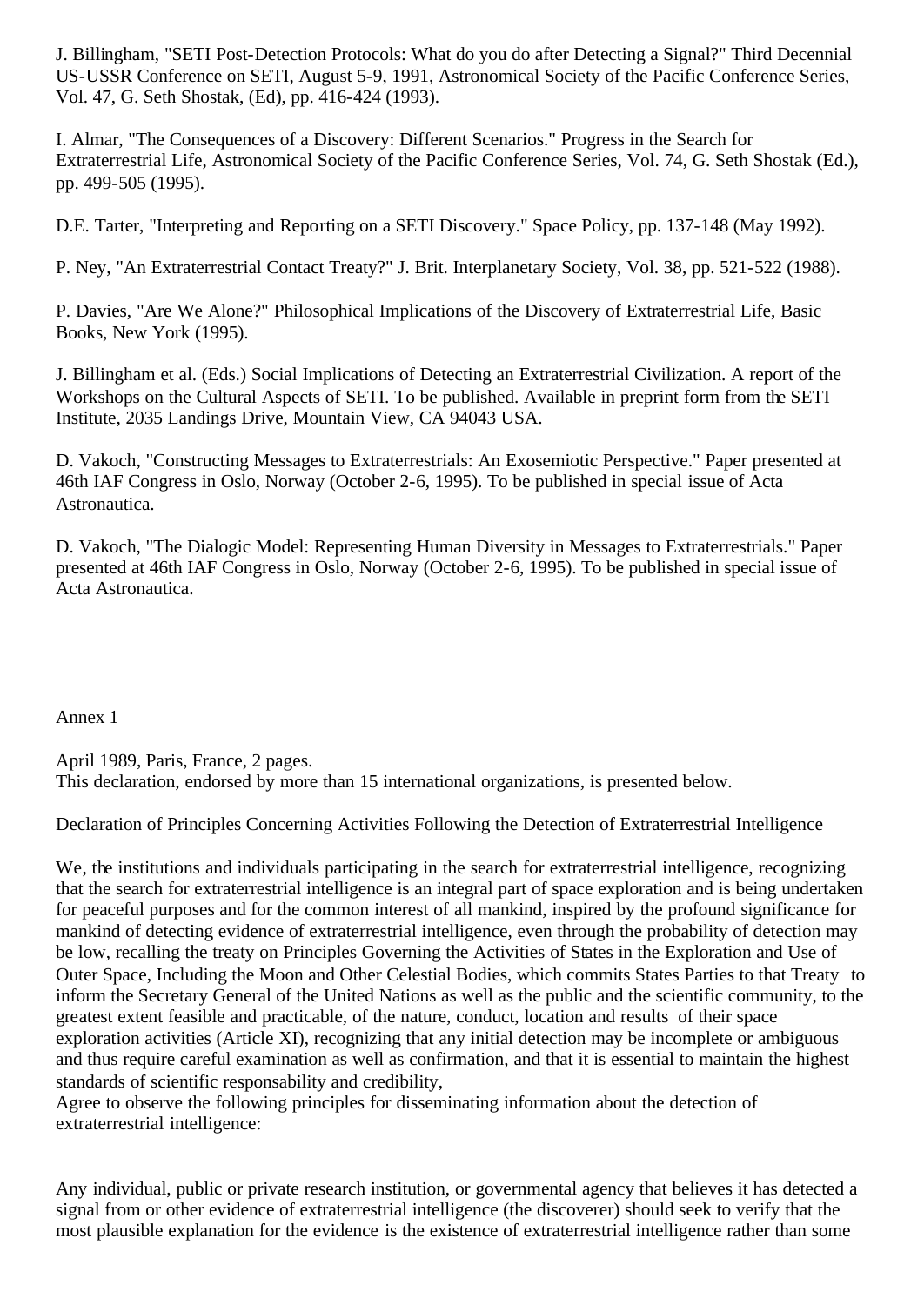J. Billingham, "SETI Post-Detection Protocols: What do you do after Detecting a Signal?" Third Decennial US-USSR Conference on SETI, August 5-9, 1991, Astronomical Society of the Pacific Conference Series, Vol. 47, G. Seth Shostak, (Ed), pp. 416-424 (1993).

I. Almar, "The Consequences of a Discovery: Different Scenarios." Progress in the Search for Extraterrestrial Life, Astronomical Society of the Pacific Conference Series, Vol. 74, G. Seth Shostak (Ed.), pp. 499-505 (1995).

D.E. Tarter, "Interpreting and Reporting on a SETI Discovery." Space Policy, pp. 137-148 (May 1992).

P. Ney, "An Extraterrestrial Contact Treaty?" J. Brit. Interplanetary Society, Vol. 38, pp. 521-522 (1988).

P. Davies, "Are We Alone?" Philosophical Implications of the Discovery of Extraterrestrial Life, Basic Books, New York (1995).

J. Billingham et al. (Eds.) Social Implications of Detecting an Extraterrestrial Civilization. A report of the Workshops on the Cultural Aspects of SETI. To be published. Available in preprint form from the SETI Institute, 2035 Landings Drive, Mountain View, CA 94043 USA.

D. Vakoch, "Constructing Messages to Extraterrestrials: An Exosemiotic Perspective." Paper presented at 46th IAF Congress in Oslo, Norway (October 2-6, 1995). To be published in special issue of Acta Astronautica.

D. Vakoch, "The Dialogic Model: Representing Human Diversity in Messages to Extraterrestrials." Paper presented at 46th IAF Congress in Oslo, Norway (October 2-6, 1995). To be published in special issue of Acta Astronautica.

## Annex 1

April 1989, Paris, France, 2 pages.
This declaration, endorsed by more than 15 international organizations, is presented below.

### Declaration of Principles Concerning Activities Following the Detection of Extraterrestrial Intelligence

We, the institutions and individuals participating in the search for extraterrestrial intelligence, recognizing that the search for extraterrestrial intelligence is an integral part of space exploration and is being undertaken for peaceful purposes and for the common interest of all mankind, inspired by the profound significance for mankind of detecting evidence of extraterrestrial intelligence, even through the probability of detection may be low, recalling the treaty on Principles Governing the Activities of States in the Exploration and Use of Outer Space, Including the Moon and Other Celestial Bodies, which commits States Parties to that Treaty to inform the Secretary General of the United Nations as well as the public and the scientific community, to the greatest extent feasible and practicable, of the nature, conduct, location and results of their space exploration activities (Article XI), recognizing that any initial detection may be incomplete or ambiguous and thus require careful examination as well as confirmation, and that it is essential to maintain the highest standards of scientific responsability and credibility,
Agree to observe the following principles for disseminating information about the detection of extraterrestrial intelligence:

Any individual, public or private research institution, or governmental agency that believes it has detected a signal from or other evidence of extraterrestrial intelligence (the discoverer) should seek to verify that the most plausible explanation for the evidence is the existence of extraterrestrial intelligence rather than some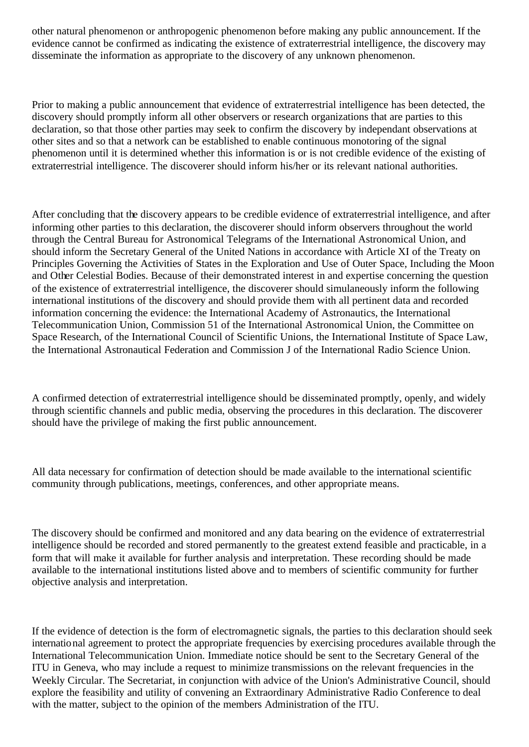other natural phenomenon or anthropogenic phenomenon before making any public announcement. If the evidence cannot be confirmed as indicating the existence of extraterrestrial intelligence, the discovery may disseminate the information as appropriate to the discovery of any unknown phenomenon.

Prior to making a public announcement that evidence of extraterrestrial intelligence has been detected, the discovery should promptly inform all other observers or research organizations that are parties to this declaration, so that those other parties may seek to confirm the discovery by independant observations at other sites and so that a network can be established to enable continuous monotoring of the signal phenomenon until it is determined whether this information is or is not credible evidence of the existing of extraterrestrial intelligence. The discoverer should inform his/her or its relevant national authorities.

After concluding that the discovery appears to be credible evidence of extraterrestrial intelligence, and after informing other parties to this declaration, the discoverer should inform observers throughout the world through the Central Bureau for Astronomical Telegrams of the International Astronomical Union, and should inform the Secretary General of the United Nations in accordance with Article XI of the Treaty on Principles Governing the Activities of States in the Exploration and Use of Outer Space, Including the Moon and Other Celestial Bodies. Because of their demonstrated interest in and expertise concerning the question of the existence of extraterrestrial intelligence, the discoverer should simulaneously inform the following international institutions of the discovery and should provide them with all pertinent data and recorded information concerning the evidence: the International Academy of Astronautics, the International Telecommunication Union, Commission 51 of the International Astronomical Union, the Committee on Space Research, of the International Council of Scientific Unions, the International Institute of Space Law, the International Astronautical Federation and Commission J of the International Radio Science Union.

A confirmed detection of extraterrestrial intelligence should be disseminated promptly, openly, and widely through scientific channels and public media, observing the procedures in this declaration. The discoverer should have the privilege of making the first public announcement.

All data necessary for confirmation of detection should be made available to the international scientific community through publications, meetings, conferences, and other appropriate means.

The discovery should be confirmed and monitored and any data bearing on the evidence of extraterrestrial intelligence should be recorded and stored permanently to the greatest extend feasible and practicable, in a form that will make it available for further analysis and interpretation. These recording should be made available to the international institutions listed above and to members of scientific community for further objective analysis and interpretation.

If the evidence of detection is the form of electromagnetic signals, the parties to this declaration should seek international agreement to protect the appropriate frequencies by exercising procedures available through the International Telecommunication Union. Immediate notice should be sent to the Secretary General of the ITU in Geneva, who may include a request to minimize transmissions on the relevant frequencies in the Weekly Circular. The Secretariat, in conjunction with advice of the Union's Administrative Council, should explore the feasibility and utility of convening an Extraordinary Administrative Radio Conference to deal with the matter, subject to the opinion of the members Administration of the ITU.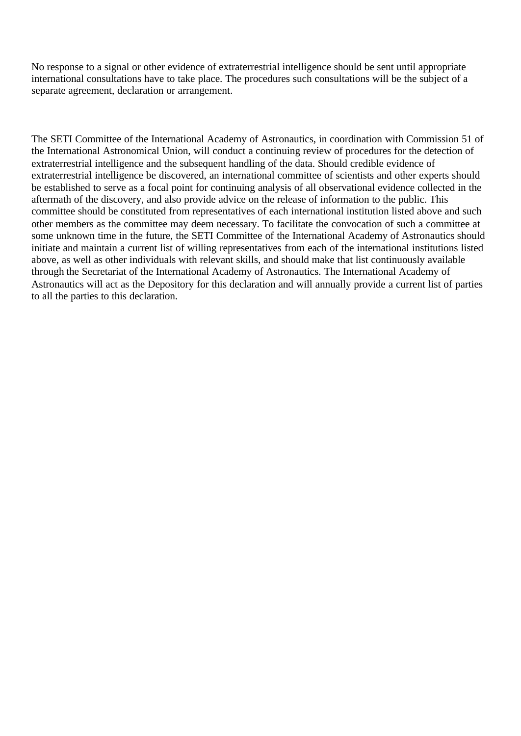No response to a signal or other evidence of extraterrestrial intelligence should be sent until appropriate international consultations have to take place. The procedures such consultations will be the subject of a separate agreement, declaration or arrangement.

The SETI Committee of the International Academy of Astronautics, in coordination with Commission 51 of the International Astronomical Union, will conduct a continuing review of procedures for the detection of extraterrestrial intelligence and the subsequent handling of the data. Should credible evidence of extraterrestrial intelligence be discovered, an international committee of scientists and other experts should be established to serve as a focal point for continuing analysis of all observational evidence collected in the aftermath of the discovery, and also provide advice on the release of information to the public. This committee should be constituted from representatives of each international institution listed above and such other members as the committee may deem necessary. To facilitate the convocation of such a committee at some unknown time in the future, the SETI Committee of the International Academy of Astronautics should initiate and maintain a current list of willing representatives from each of the international institutions listed above, as well as other individuals with relevant skills, and should make that list continuously available through the Secretariat of the International Academy of Astronautics. The International Academy of Astronautics will act as the Depository for this declaration and will annually provide a current list of parties to all the parties to this declaration.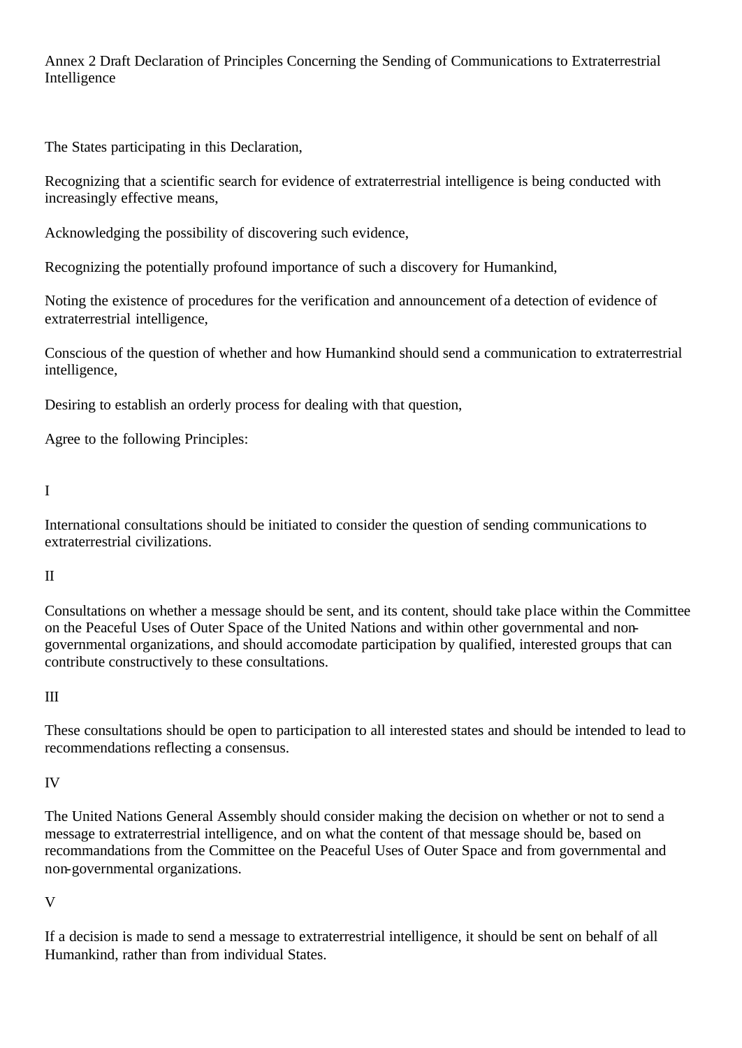# Annex 2 Draft Declaration of Principles Concerning the Sending of Communications to Extraterrestrial Intelligence

The States participating in this Declaration,

Recognizing that a scientific search for evidence of extraterrestrial intelligence is being conducted with increasingly effective means,

Acknowledging the possibility of discovering such evidence,

Recognizing the potentially profound importance of such a discovery for Humankind,

Noting the existence of procedures for the verification and announcement of a detection of evidence of extraterrestrial intelligence,

Conscious of the question of whether and how Humankind should send a communication to extraterrestrial intelligence,

Desiring to establish an orderly process for dealing with that question,

Agree to the following Principles:

## I

International consultations should be initiated to consider the question of sending communications to extraterrestrial civilizations.

## II

Consultations on whether a message should be sent, and its content, should take place within the Committee on the Peaceful Uses of Outer Space of the United Nations and within other governmental and non-governmental organizations, and should accomodate participation by qualified, interested groups that can contribute constructively to these consultations.

## III

These consultations should be open to participation to all interested states and should be intended to lead to recommendations reflecting a consensus.

## IV

The United Nations General Assembly should consider making the decision on whether or not to send a message to extraterrestrial intelligence, and on what the content of that message should be, based on recommandations from the Committee on the Peaceful Uses of Outer Space and from governmental and non-governmental organizations.

## V

If a decision is made to send a message to extraterrestrial intelligence, it should be sent on behalf of all Humankind, rather than from individual States.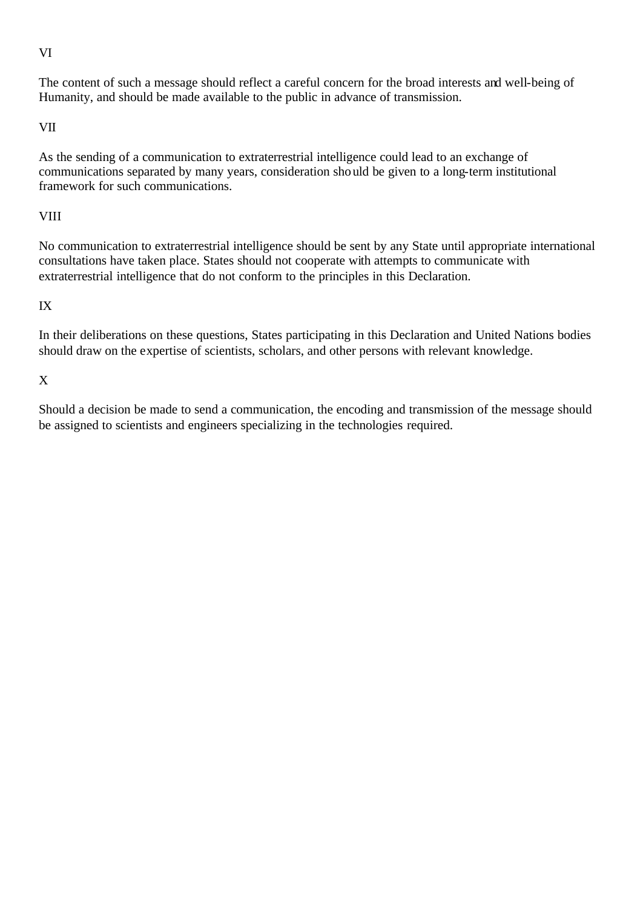VI

The content of such a message should reflect a careful concern for the broad interests and well-being of Humanity, and should be made available to the public in advance of transmission.

VII

As the sending of a communication to extraterrestrial intelligence could lead to an exchange of communications separated by many years, consideration should be given to a long-term institutional framework for such communications.

VIII

No communication to extraterrestrial intelligence should be sent by any State until appropriate international consultations have taken place. States should not cooperate with attempts to communicate with extraterrestrial intelligence that do not conform to the principles in this Declaration.

IX

In their deliberations on these questions, States participating in this Declaration and United Nations bodies should draw on the expertise of scientists, scholars, and other persons with relevant knowledge.

X

Should a decision be made to send a communication, the encoding and transmission of the message should be assigned to scientists and engineers specializing in the technologies required.